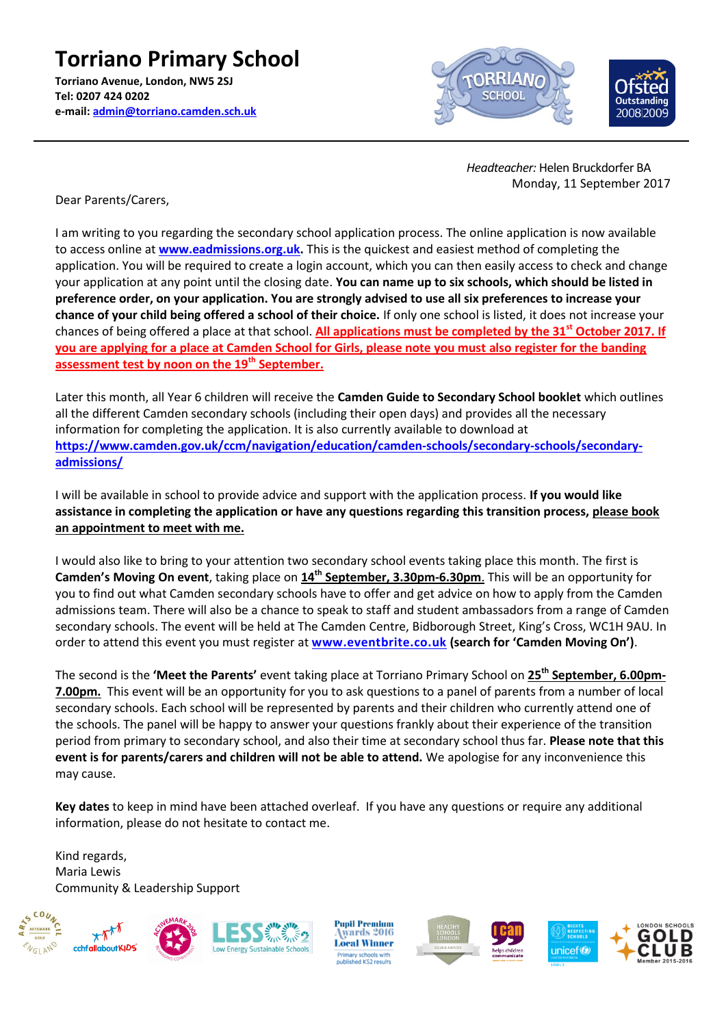# Torriano Primary School

**Torriano Avenue, London, NW5 2SJ**
**Tel: 0207 424 0202**
**e-mail: admin@torriano.camden.sch.uk**

*Headteacher:* Helen Bruckdorfer BA
Monday, 11 September 2017

Dear Parents/Carers,

I am writing to you regarding the secondary school application process. The online application is now available to access online at **www.eadmissions.org.uk.** This is the quickest and easiest method of completing the application. You will be required to create a login account, which you can then easily access to check and change your application at any point until the closing date. **You can name up to six schools, which should be listed in preference order, on your application. You are strongly advised to use all six preferences to increase your chance of your child being offered a school of their choice.** If only one school is listed, it does not increase your chances of being offered a place at that school. **All applications must be completed by the 31st October 2017. If you are applying for a place at Camden School for Girls, please note you must also register for the banding assessment test by noon on the 19th September.**

Later this month, all Year 6 children will receive the **Camden Guide to Secondary School booklet** which outlines all the different Camden secondary schools (including their open days) and provides all the necessary information for completing the application. It is also currently available to download at https://www.camden.gov.uk/ccm/navigation/education/camden-schools/secondary-schools/secondary-admissions/

I will be available in school to provide advice and support with the application process. **If you would like assistance in completing the application or have any questions regarding this transition process, please book an appointment to meet with me.**

I would also like to bring to your attention two secondary school events taking place this month. The first is **Camden's Moving On event**, taking place on **14th September, 3.30pm-6.30pm**. This will be an opportunity for you to find out what Camden secondary schools have to offer and get advice on how to apply from the Camden admissions team. There will also be a chance to speak to staff and student ambassadors from a range of Camden secondary schools. The event will be held at The Camden Centre, Bidborough Street, King's Cross, WC1H 9AU. In order to attend this event you must register at **www.eventbrite.co.uk (search for 'Camden Moving On')**.

The second is the **'Meet the Parents'** event taking place at Torriano Primary School on **25th September, 6.00pm-7.00pm.** This event will be an opportunity for you to ask questions to a panel of parents from a number of local secondary schools. Each school will be represented by parents and their children who currently attend one of the schools. The panel will be happy to answer your questions frankly about their experience of the transition period from primary to secondary school, and also their time at secondary school thus far. **Please note that this event is for parents/carers and children will not be able to attend.** We apologise for any inconvenience this may cause.

**Key dates** to keep in mind have been attached overleaf. If you have any questions or require any additional information, please do not hesitate to contact me.

Kind regards,
Maria Lewis
Community & Leadership Support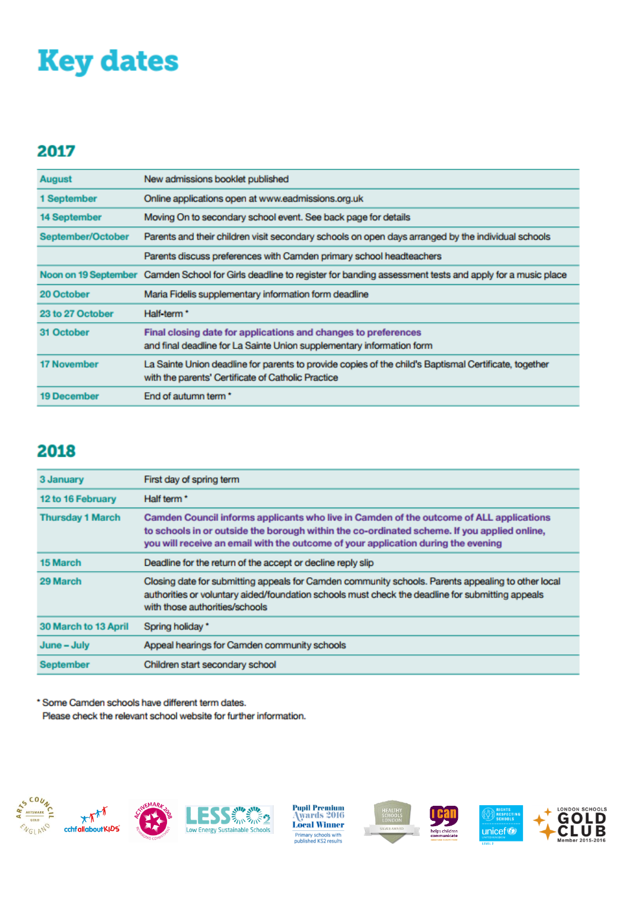# Key dates

## 2017

| | |
|---|---|
| August | New admissions booklet published |
| 1 September | Online applications open at www.eadmissions.org.uk |
| 14 September | Moving On to secondary school event. See back page for details |
| September/October | Parents and their children visit secondary schools on open days arranged by the individual schools |
| | Parents discuss preferences with Camden primary school headteachers |
| Noon on 19 September | Camden School for Girls deadline to register for banding assessment tests and apply for a music place |
| 20 October | Maria Fidelis supplementary information form deadline |
| 23 to 27 October | Half-term * |
| 31 October | **Final closing date for applications and changes to preferences** and final deadline for La Sainte Union supplementary information form |
| 17 November | La Sainte Union deadline for parents to provide copies of the child's Baptismal Certificate, together with the parents' Certificate of Catholic Practice |
| 19 December | End of autumn term * |

## 2018

| | |
|---|---|
| 3 January | First day of spring term |
| 12 to 16 February | Half term * |
| Thursday 1 March | **Camden Council informs applicants who live in Camden of the outcome of ALL applications to schools in or outside the borough within the co-ordinated scheme. If you applied online, you will receive an email with the outcome of your application during the evening** |
| 15 March | Deadline for the return of the accept or decline reply slip |
| 29 March | Closing date for submitting appeals for Camden community schools. Parents appealing to other local authorities or voluntary aided/foundation schools must check the deadline for submitting appeals with those authorities/schools |
| 30 March to 13 April | Spring holiday * |
| June – July | Appeal hearings for Camden community schools |
| September | Children start secondary school |

* Some Camden schools have different term dates.
Please check the relevant school website for further information.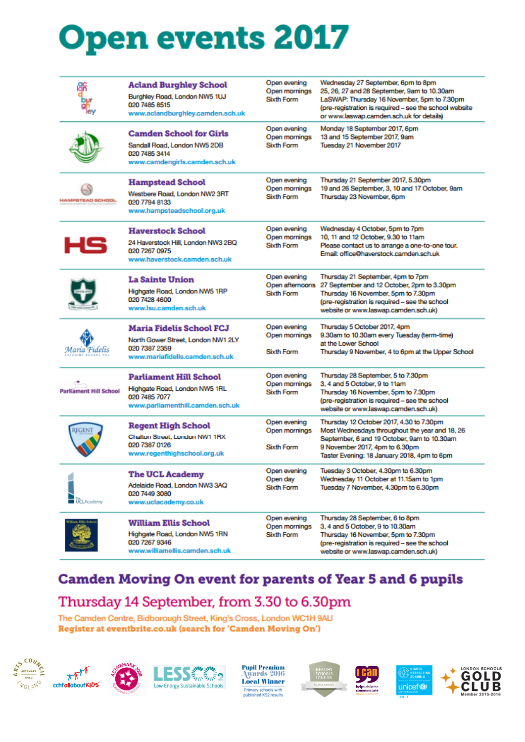# Open events 2017

| School | Event | Details |
|---|---|---|
| **Acland Burghley School**<br>Burghley Road, London NW5 1UJ<br>020 7485 8515<br>www.aclandburghley.camden.sch.uk | Open evening<br>Open mornings<br>Sixth Form | Wednesday 27 September, 6pm to 8pm<br>25, 26, 27 and 28 September, 9am to 10.30am<br>LaSWAP: Thursday 16 November, 5pm to 7.30pm (pre-registration is required – see the school website or www.laswap.camden.sch.uk for details) |
| **Camden School for Girls**<br>Sandall Road, London NW5 2DB<br>020 7485 3414<br>www.camdengirls.camden.sch.uk | Open evening<br>Open mornings<br>Sixth Form | Monday 18 September 2017, 6pm<br>13 and 15 September 2017, 9am<br>Tuesday 21 November 2017 |
| **Hampstead School**<br>Westbere Road, London NW2 3RT<br>020 7794 8133<br>www.hampsteadschool.org.uk | Open evening<br>Open mornings<br>Sixth Form | Thursday 21 September 2017, 5.30pm<br>19 and 26 September, 3, 10 and 17 October, 9am<br>Thursday 23 November, 6pm |
| **Haverstock School**<br>24 Haverstock Hill, London NW3 2BQ<br>020 7267 0975<br>www.haverstock.camden.sch.uk | Open evening<br>Open mornings<br>Sixth Form | Wednesday 4 October, 5pm to 7pm<br>10, 11 and 12 October, 9.30 to 11am<br>Please contact us to arrange a one-to-one tour. Email: office@haverstock.camden.sch.uk |
| **La Sainte Union**<br>Highgate Road, London NW5 1RP<br>020 7428 4600<br>www.lsu.camden.sch.uk | Open evening<br>Open afternoons<br>Sixth Form | Thursday 21 September, 4pm to 7pm<br>27 September and 12 October, 2pm to 3.30pm<br>Thursday 16 November, 5pm to 7.30pm (pre-registration is required – see the school website or www.laswap.camden.sch.uk) |
| **Maria Fidelis School FCJ**<br>North Gower Street, London NW1 2LY<br>020 7387 2359<br>www.mariafidelis.camden.sch.uk | Open evening<br>Open mornings<br>Sixth Form | Thursday 5 October 2017, 4pm<br>9.30am to 10.30am every Tuesday (term-time) at the Lower School<br>Thursday 9 November, 4 to 6pm at the Upper School |
| **Parliament Hill School**<br>Highgate Road, London NW5 1RL<br>020 7485 7077<br>www.parliamenthill.camden.sch.uk | Open evening<br>Open mornings<br>Sixth Form | Thursday 28 September, 5 to 7.30pm<br>3, 4 and 5 October, 9 to 11am<br>Thursday 16 November, 5pm to 7.30pm (pre-registration is required – see the school website or www.laswap.camden.sch.uk) |
| **Regent High School**<br>Chalton Street, London NW1 1RX<br>020 7387 0126<br>www.regenthighschool.org.uk | Open evening<br>Open mornings<br>Sixth Form | Thursday 12 October 2017, 4.30 to 7.30pm<br>Most Wednesdays throughout the year and 18, 26 September, 6 and 19 October, 9am to 10.30am<br>9 November 2017, 4pm to 6.30pm<br>Taster Evening: 18 January 2018, 4pm to 6pm |
| **The UCL Academy**<br>Adelaide Road, London NW3 3AQ<br>020 7449 3080<br>www.uclacademy.co.uk | Open evening<br>Open day<br>Sixth Form | Tuesday 3 October, 4.30pm to 6.30pm<br>Wednesday 11 October at 11.15am to 1pm<br>Tuesday 7 November, 4.30pm to 6.30pm |
| **William Ellis School**<br>Highgate Road, London NW5 1RN<br>020 7267 9346<br>www.williamellis.camden.sch.uk | Open evening<br>Open mornings<br>Sixth Form | Thursday 28 September, 6 to 8pm<br>3, 4 and 5 October, 9 to 10.30am<br>Thursday 16 November, 5pm to 7.30pm (pre-registration is required – see the school website or www.laswap.camden.sch.uk) |

## Camden Moving On event for parents of Year 5 and 6 pupils

Thursday 14 September, from 3.30 to 6.30pm

The Camden Centre, Bidborough Street, King's Cross, London WC1H 9AU

**Register at eventbrite.co.uk (search for 'Camden Moving On')**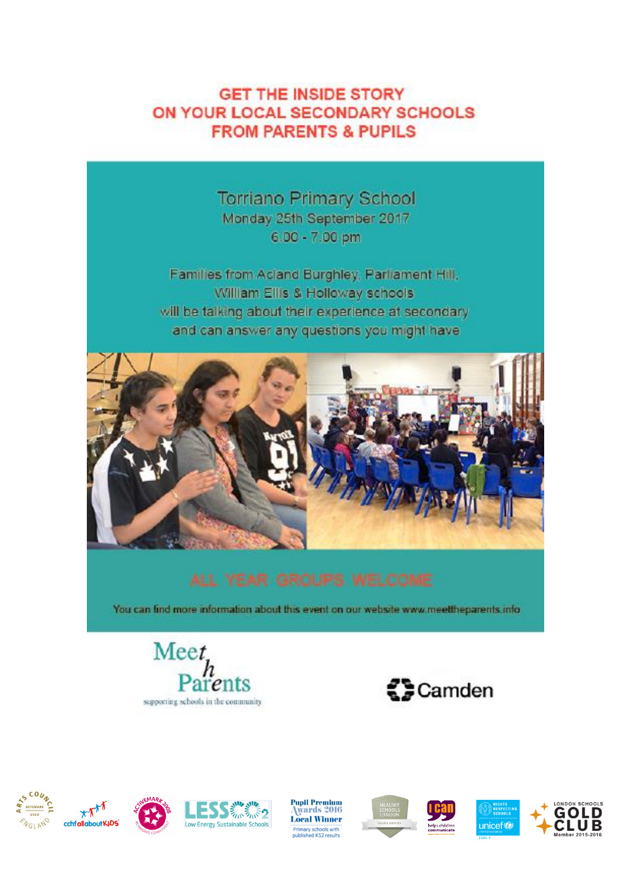# GET THE INSIDE STORY ON YOUR LOCAL SECONDARY SCHOOLS FROM PARENTS & PUPILS

## Torriano Primary School

Monday 25th September 2017

6.00 - 7.00 pm

Families from Acland Burghley, Parliament Hill, William Ellis & Holloway schools will be talking about their experience at secondary and can answer any questions you might have

**ALL YEAR GROUPS WELCOME**

You can find more information about this event on our website www.meettheparents.info

Meet the Parents

supporting schools in the community

Camden